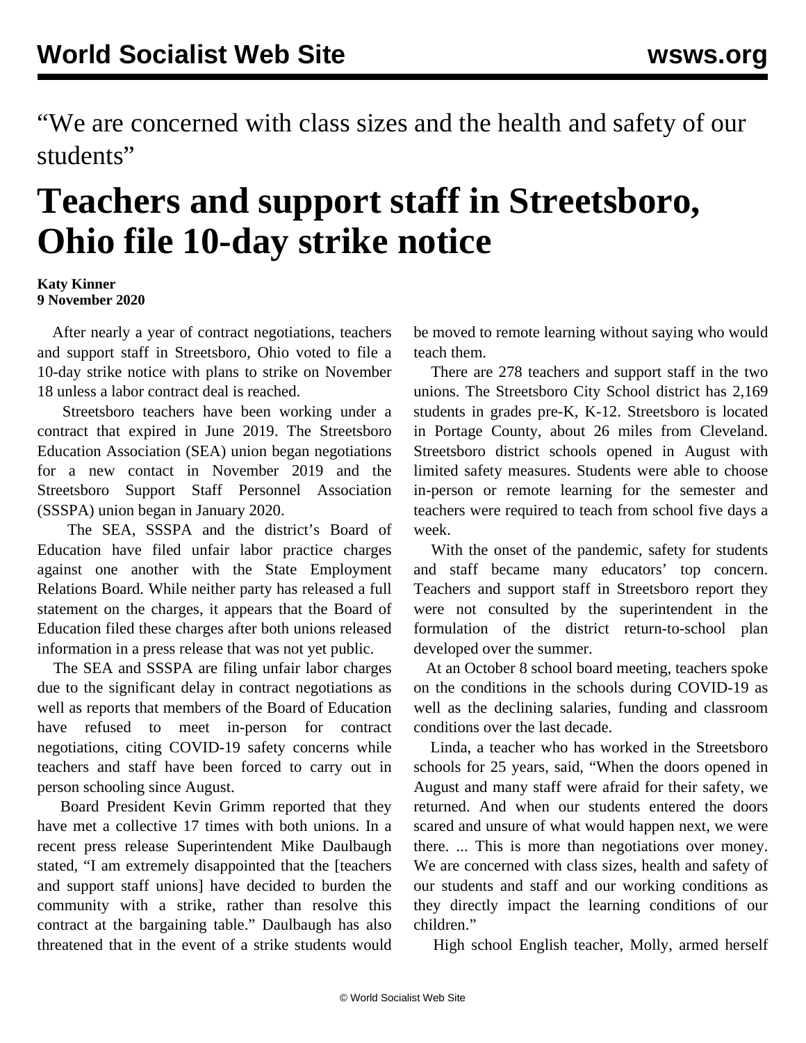“We are concerned with class sizes and the health and safety of our students”

# Teachers and support staff in Streetsboro, Ohio file 10-day strike notice

**Katy Kinner**
**9 November 2020**

After nearly a year of contract negotiations, teachers and support staff in Streetsboro, Ohio voted to file a 10-day strike notice with plans to strike on November 18 unless a labor contract deal is reached.

Streetsboro teachers have been working under a contract that expired in June 2019. The Streetsboro Education Association (SEA) union began negotiations for a new contact in November 2019 and the Streetsboro Support Staff Personnel Association (SSSPA) union began in January 2020.

The SEA, SSSPA and the district’s Board of Education have filed unfair labor practice charges against one another with the State Employment Relations Board. While neither party has released a full statement on the charges, it appears that the Board of Education filed these charges after both unions released information in a press release that was not yet public.

The SEA and SSSPA are filing unfair labor charges due to the significant delay in contract negotiations as well as reports that members of the Board of Education have refused to meet in-person for contract negotiations, citing COVID-19 safety concerns while teachers and staff have been forced to carry out in person schooling since August.

Board President Kevin Grimm reported that they have met a collective 17 times with both unions. In a recent press release Superintendent Mike Daulbaugh stated, “I am extremely disappointed that the [teachers and support staff unions] have decided to burden the community with a strike, rather than resolve this contract at the bargaining table.” Daulbaugh has also threatened that in the event of a strike students would be moved to remote learning without saying who would teach them.

There are 278 teachers and support staff in the two unions. The Streetsboro City School district has 2,169 students in grades pre-K, K-12. Streetsboro is located in Portage County, about 26 miles from Cleveland. Streetsboro district schools opened in August with limited safety measures. Students were able to choose in-person or remote learning for the semester and teachers were required to teach from school five days a week.

With the onset of the pandemic, safety for students and staff became many educators’ top concern. Teachers and support staff in Streetsboro report they were not consulted by the superintendent in the formulation of the district return-to-school plan developed over the summer.

At an October 8 school board meeting, teachers spoke on the conditions in the schools during COVID-19 as well as the declining salaries, funding and classroom conditions over the last decade.

Linda, a teacher who has worked in the Streetsboro schools for 25 years, said, “When the doors opened in August and many staff were afraid for their safety, we returned. And when our students entered the doors scared and unsure of what would happen next, we were there. ... This is more than negotiations over money. We are concerned with class sizes, health and safety of our students and staff and our working conditions as they directly impact the learning conditions of our children.”

High school English teacher, Molly, armed herself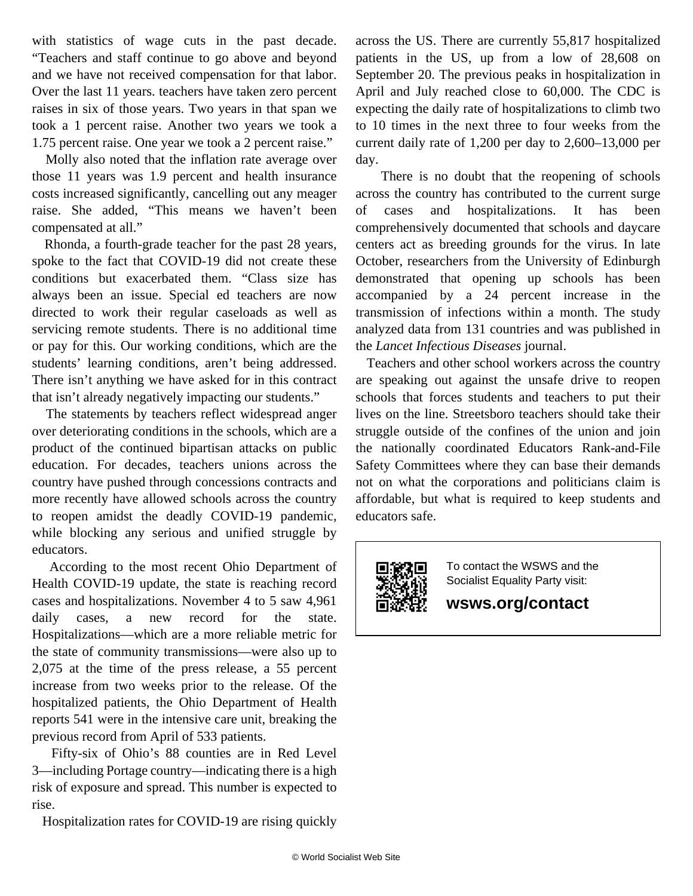with statistics of wage cuts in the past decade. "Teachers and staff continue to go above and beyond and we have not received compensation for that labor. Over the last 11 years. teachers have taken zero percent raises in six of those years. Two years in that span we took a 1 percent raise. Another two years we took a 1.75 percent raise. One year we took a 2 percent raise."

Molly also noted that the inflation rate average over those 11 years was 1.9 percent and health insurance costs increased significantly, cancelling out any meager raise. She added, "This means we haven't been compensated at all."

Rhonda, a fourth-grade teacher for the past 28 years, spoke to the fact that COVID-19 did not create these conditions but exacerbated them. "Class size has always been an issue. Special ed teachers are now directed to work their regular caseloads as well as servicing remote students. There is no additional time or pay for this. Our working conditions, which are the students' learning conditions, aren't being addressed. There isn't anything we have asked for in this contract that isn't already negatively impacting our students."

The statements by teachers reflect widespread anger over deteriorating conditions in the schools, which are a product of the continued bipartisan attacks on public education. For decades, teachers unions across the country have pushed through concessions contracts and more recently have allowed schools across the country to reopen amidst the deadly COVID-19 pandemic, while blocking any serious and unified struggle by educators.

According to the most recent Ohio Department of Health COVID-19 update, the state is reaching record cases and hospitalizations. November 4 to 5 saw 4,961 daily cases, a new record for the state. Hospitalizations—which are a more reliable metric for the state of community transmissions—were also up to 2,075 at the time of the press release, a 55 percent increase from two weeks prior to the release. Of the hospitalized patients, the Ohio Department of Health reports 541 were in the intensive care unit, breaking the previous record from April of 533 patients.

Fifty-six of Ohio's 88 counties are in Red Level 3—including Portage country—indicating there is a high risk of exposure and spread. This number is expected to rise.

Hospitalization rates for COVID-19 are rising quickly across the US. There are currently 55,817 hospitalized patients in the US, up from a low of 28,608 on September 20. The previous peaks in hospitalization in April and July reached close to 60,000. The CDC is expecting the daily rate of hospitalizations to climb two to 10 times in the next three to four weeks from the current daily rate of 1,200 per day to 2,600–13,000 per day.

There is no doubt that the reopening of schools across the country has contributed to the current surge of cases and hospitalizations. It has been comprehensively documented that schools and daycare centers act as breeding grounds for the virus. In late October, researchers from the University of Edinburgh demonstrated that opening up schools has been accompanied by a 24 percent increase in the transmission of infections within a month. The study analyzed data from 131 countries and was published in the *Lancet Infectious Diseases* journal.

Teachers and other school workers across the country are speaking out against the unsafe drive to reopen schools that forces students and teachers to put their lives on the line. Streetsboro teachers should take their struggle outside of the confines of the union and join the nationally coordinated Educators Rank-and-File Safety Committees where they can base their demands not on what the corporations and politicians claim is affordable, but what is required to keep students and educators safe.

To contact the WSWS and the Socialist Equality Party visit:

**wsws.org/contact**